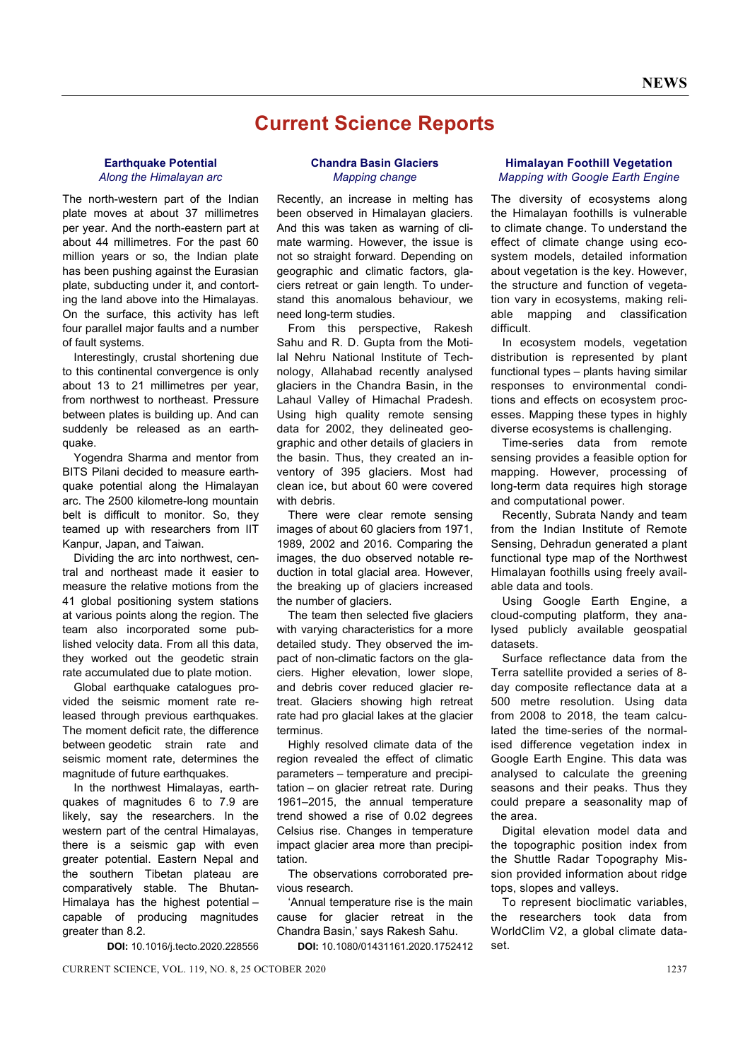# Current Science Reports

## Earthquake Potential

*Along the Himalayan arc*

The north-western part of the Indian plate moves at about 37 millimetres per year. And the north-eastern part at about 44 millimetres. For the past 60 million years or so, the Indian plate has been pushing against the Eurasian plate, subducting under it, and contorting the land above into the Himalayas. On the surface, this activity has left four parallel major faults and a number of fault systems.

Interestingly, crustal shortening due to this continental convergence is only about 13 to 21 millimetres per year, from northwest to northeast. Pressure between plates is building up. And can suddenly be released as an earthquake.

Yogendra Sharma and mentor from BITS Pilani decided to measure earthquake potential along the Himalayan arc. The 2500 kilometre-long mountain belt is difficult to monitor. So, they teamed up with researchers from IIT Kanpur, Japan, and Taiwan.

Dividing the arc into northwest, central and northeast made it easier to measure the relative motions from the 41 global positioning system stations at various points along the region. The team also incorporated some published velocity data. From all this data, they worked out the geodetic strain rate accumulated due to plate motion.

Global earthquake catalogues provided the seismic moment rate released through previous earthquakes. The moment deficit rate, the difference between geodetic strain rate and seismic moment rate, determines the magnitude of future earthquakes.

In the northwest Himalayas, earthquakes of magnitudes 6 to 7.9 are likely, say the researchers. In the western part of the central Himalayas, there is a seismic gap with even greater potential. Eastern Nepal and the southern Tibetan plateau are comparatively stable. The Bhutan-Himalaya has the highest potential – capable of producing magnitudes greater than 8.2.

**DOI:** 10.1016/j.tecto.2020.228556

## Chandra Basin Glaciers

*Mapping change*

Recently, an increase in melting has been observed in Himalayan glaciers. And this was taken as warning of climate warming. However, the issue is not so straight forward. Depending on geographic and climatic factors, glaciers retreat or gain length. To understand this anomalous behaviour, we need long-term studies.

From this perspective, Rakesh Sahu and R. D. Gupta from the Motilal Nehru National Institute of Technology, Allahabad recently analysed glaciers in the Chandra Basin, in the Lahaul Valley of Himachal Pradesh. Using high quality remote sensing data for 2002, they delineated geographic and other details of glaciers in the basin. Thus, they created an inventory of 395 glaciers. Most had clean ice, but about 60 were covered with debris.

There were clear remote sensing images of about 60 glaciers from 1971, 1989, 2002 and 2016. Comparing the images, the duo observed notable reduction in total glacial area. However, the breaking up of glaciers increased the number of glaciers.

The team then selected five glaciers with varying characteristics for a more detailed study. They observed the impact of non-climatic factors on the glaciers. Higher elevation, lower slope, and debris cover reduced glacier retreat. Glaciers showing high retreat rate had pro glacial lakes at the glacier terminus.

Highly resolved climate data of the region revealed the effect of climatic parameters – temperature and precipitation – on glacier retreat rate. During 1961–2015, the annual temperature trend showed a rise of 0.02 degrees Celsius rise. Changes in temperature impact glacier area more than precipitation.

The observations corroborated previous research.

'Annual temperature rise is the main cause for glacier retreat in the Chandra Basin,' says Rakesh Sahu.

**DOI:** 10.1080/01431161.2020.1752412

## Himalayan Foothill Vegetation

*Mapping with Google Earth Engine*

The diversity of ecosystems along the Himalayan foothills is vulnerable to climate change. To understand the effect of climate change using ecosystem models, detailed information about vegetation is the key. However, the structure and function of vegetation vary in ecosystems, making reliable mapping and classification difficult.

In ecosystem models, vegetation distribution is represented by plant functional types – plants having similar responses to environmental conditions and effects on ecosystem processes. Mapping these types in highly diverse ecosystems is challenging.

Time-series data from remote sensing provides a feasible option for mapping. However, processing of long-term data requires high storage and computational power.

Recently, Subrata Nandy and team from the Indian Institute of Remote Sensing, Dehradun generated a plant functional type map of the Northwest Himalayan foothills using freely available data and tools.

Using Google Earth Engine, a cloud-computing platform, they analysed publicly available geospatial datasets.

Surface reflectance data from the Terra satellite provided a series of 8-day composite reflectance data at a 500 metre resolution. Using data from 2008 to 2018, the team calculated the time-series of the normalised difference vegetation index in Google Earth Engine. This data was analysed to calculate the greening seasons and their peaks. Thus they could prepare a seasonality map of the area.

Digital elevation model data and the topographic position index from the Shuttle Radar Topography Mission provided information about ridge tops, slopes and valleys.

To represent bioclimatic variables, the researchers took data from WorldClim V2, a global climate dataset.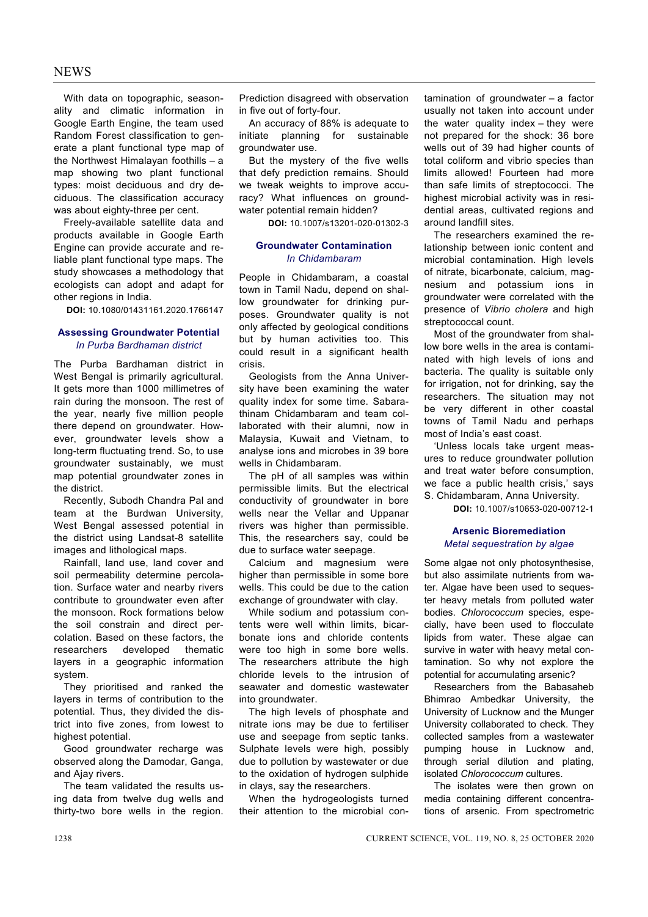With data on topographic, seasonality and climatic information in Google Earth Engine, the team used Random Forest classification to generate a plant functional type map of the Northwest Himalayan foothills – a map showing two plant functional types: moist deciduous and dry deciduous. The classification accuracy was about eighty-three per cent.

Freely-available satellite data and products available in Google Earth Engine can provide accurate and reliable plant functional type maps. The study showcases a methodology that ecologists can adopt and adapt for other regions in India.

**DOI:** 10.1080/01431161.2020.1766147

### Assessing Groundwater Potential
*In Purba Bardhaman district*

The Purba Bardhaman district in West Bengal is primarily agricultural. It gets more than 1000 millimetres of rain during the monsoon. The rest of the year, nearly five million people there depend on groundwater. However, groundwater levels show a long-term fluctuating trend. So, to use groundwater sustainably, we must map potential groundwater zones in the district.

Recently, Subodh Chandra Pal and team at the Burdwan University, West Bengal assessed potential in the district using Landsat-8 satellite images and lithological maps.

Rainfall, land use, land cover and soil permeability determine percolation. Surface water and nearby rivers contribute to groundwater even after the monsoon. Rock formations below the soil constrain and direct percolation. Based on these factors, the researchers developed thematic layers in a geographic information system.

They prioritised and ranked the layers in terms of contribution to the potential. Thus, they divided the district into five zones, from lowest to highest potential.

Good groundwater recharge was observed along the Damodar, Ganga, and Ajay rivers.

The team validated the results using data from twelve dug wells and thirty-two bore wells in the region. Prediction disagreed with observation in five out of forty-four.

An accuracy of 88% is adequate to initiate planning for sustainable groundwater use.

But the mystery of the five wells that defy prediction remains. Should we tweak weights to improve accuracy? What influences on groundwater potential remain hidden?

**DOI:** 10.1007/s13201-020-01302-3

### Groundwater Contamination
*In Chidambaram*

People in Chidambaram, a coastal town in Tamil Nadu, depend on shallow groundwater for drinking purposes. Groundwater quality is not only affected by geological conditions but by human activities too. This could result in a significant health crisis.

Geologists from the Anna University have been examining the water quality index for some time. Sabarathinam Chidambaram and team collaborated with their alumni, now in Malaysia, Kuwait and Vietnam, to analyse ions and microbes in 39 bore wells in Chidambaram.

The pH of all samples was within permissible limits. But the electrical conductivity of groundwater in bore wells near the Vellar and Uppanar rivers was higher than permissible. This, the researchers say, could be due to surface water seepage.

Calcium and magnesium were higher than permissible in some bore wells. This could be due to the cation exchange of groundwater with clay.

While sodium and potassium contents were well within limits, bicarbonate ions and chloride contents were too high in some bore wells. The researchers attribute the high chloride levels to the intrusion of seawater and domestic wastewater into groundwater.

The high levels of phosphate and nitrate ions may be due to fertiliser use and seepage from septic tanks. Sulphate levels were high, possibly due to pollution by wastewater or due to the oxidation of hydrogen sulphide in clays, say the researchers.

When the hydrogeologists turned their attention to the microbial contamination of groundwater – a factor usually not taken into account under the water quality index – they were not prepared for the shock: 36 bore wells out of 39 had higher counts of total coliform and vibrio species than limits allowed! Fourteen had more than safe limits of streptococci. The highest microbial activity was in residential areas, cultivated regions and around landfill sites.

The researchers examined the relationship between ionic content and microbial contamination. High levels of nitrate, bicarbonate, calcium, magnesium and potassium ions in groundwater were correlated with the presence of *Vibrio cholera* and high streptococcal count.

Most of the groundwater from shallow bore wells in the area is contaminated with high levels of ions and bacteria. The quality is suitable only for irrigation, not for drinking, say the researchers. The situation may not be very different in other coastal towns of Tamil Nadu and perhaps most of India's east coast.

'Unless locals take urgent measures to reduce groundwater pollution and treat water before consumption, we face a public health crisis,' says S. Chidambaram, Anna University.

**DOI:** 10.1007/s10653-020-00712-1

### Arsenic Bioremediation
*Metal sequestration by algae*

Some algae not only photosynthesise, but also assimilate nutrients from water. Algae have been used to sequester heavy metals from polluted water bodies. *Chlorococcum* species, especially, have been used to flocculate lipids from water. These algae can survive in water with heavy metal contamination. So why not explore the potential for accumulating arsenic?

Researchers from the Babasaheb Bhimrao Ambedkar University, the University of Lucknow and the Munger University collaborated to check. They collected samples from a wastewater pumping house in Lucknow and, through serial dilution and plating, isolated *Chlorococcum* cultures.

The isolates were then grown on media containing different concentrations of arsenic. From spectrometric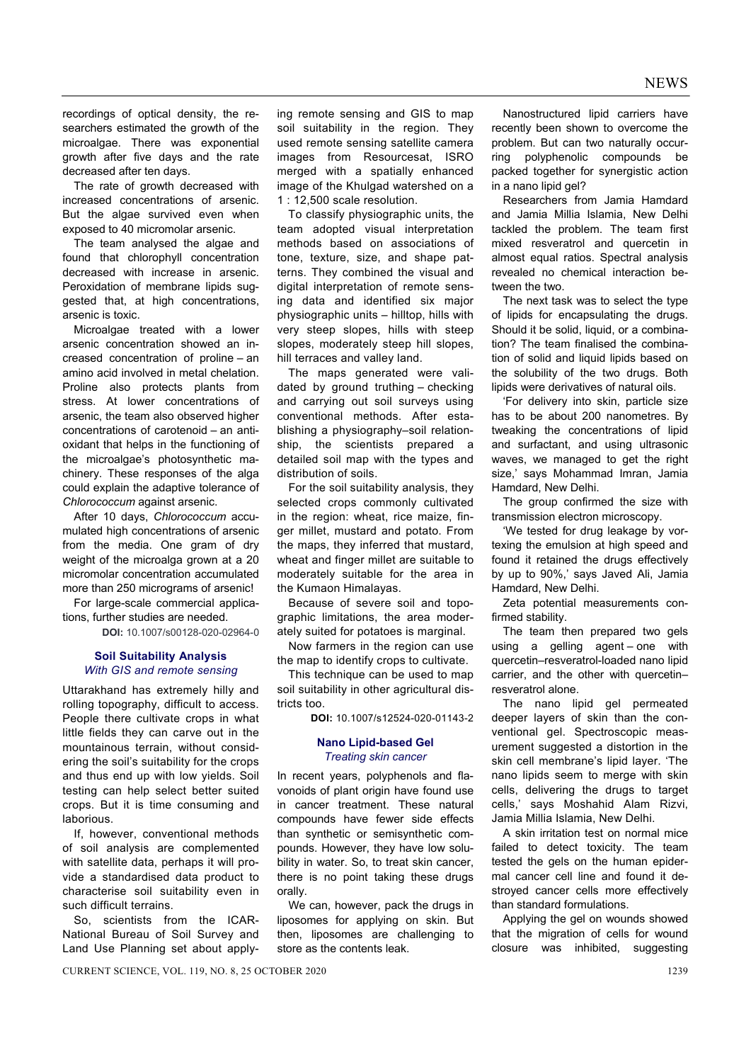recordings of optical density, the researchers estimated the growth of the microalgae. There was exponential growth after five days and the rate decreased after ten days.

The rate of growth decreased with increased concentrations of arsenic. But the algae survived even when exposed to 40 micromolar arsenic.

The team analysed the algae and found that chlorophyll concentration decreased with increase in arsenic. Peroxidation of membrane lipids suggested that, at high concentrations, arsenic is toxic.

Microalgae treated with a lower arsenic concentration showed an increased concentration of proline – an amino acid involved in metal chelation. Proline also protects plants from stress. At lower concentrations of arsenic, the team also observed higher concentrations of carotenoid – an antioxidant that helps in the functioning of the microalgae's photosynthetic machinery. These responses of the alga could explain the adaptive tolerance of *Chlorococcum* against arsenic.

After 10 days, *Chlorococcum* accumulated high concentrations of arsenic from the media. One gram of dry weight of the microalga grown at a 20 micromolar concentration accumulated more than 250 micrograms of arsenic!

For large-scale commercial applications, further studies are needed.

**DOI:** 10.1007/s00128-020-02964-0

### Soil Suitability Analysis
*With GIS and remote sensing*

Uttarakhand has extremely hilly and rolling topography, difficult to access. People there cultivate crops in what little fields they can carve out in the mountainous terrain, without considering the soil's suitability for the crops and thus end up with low yields. Soil testing can help select better suited crops. But it is time consuming and laborious.

If, however, conventional methods of soil analysis are complemented with satellite data, perhaps it will provide a standardised data product to characterise soil suitability even in such difficult terrains.

So, scientists from the ICAR-National Bureau of Soil Survey and Land Use Planning set about applying remote sensing and GIS to map soil suitability in the region. They used remote sensing satellite camera images from Resourcesat, ISRO merged with a spatially enhanced image of the Khulgad watershed on a 1 : 12,500 scale resolution.

To classify physiographic units, the team adopted visual interpretation methods based on associations of tone, texture, size, and shape patterns. They combined the visual and digital interpretation of remote sensing data and identified six major physiographic units – hilltop, hills with very steep slopes, hills with steep slopes, moderately steep hill slopes, hill terraces and valley land.

The maps generated were validated by ground truthing – checking and carrying out soil surveys using conventional methods. After establishing a physiography–soil relationship, the scientists prepared a detailed soil map with the types and distribution of soils.

For the soil suitability analysis, they selected crops commonly cultivated in the region: wheat, rice maize, finger millet, mustard and potato. From the maps, they inferred that mustard, wheat and finger millet are suitable to moderately suitable for the area in the Kumaon Himalayas.

Because of severe soil and topographic limitations, the area moderately suited for potatoes is marginal.

Now farmers in the region can use the map to identify crops to cultivate.

This technique can be used to map soil suitability in other agricultural districts too.

**DOI:** 10.1007/s12524-020-01143-2

### Nano Lipid-based Gel
*Treating skin cancer*

In recent years, polyphenols and flavonoids of plant origin have found use in cancer treatment. These natural compounds have fewer side effects than synthetic or semisynthetic compounds. However, they have low solubility in water. So, to treat skin cancer, there is no point taking these drugs orally.

We can, however, pack the drugs in liposomes for applying on skin. But then, liposomes are challenging to store as the contents leak.

Nanostructured lipid carriers have recently been shown to overcome the problem. But can two naturally occurring polyphenolic compounds be packed together for synergistic action in a nano lipid gel?

Researchers from Jamia Hamdard and Jamia Millia Islamia, New Delhi tackled the problem. The team first mixed resveratrol and quercetin in almost equal ratios. Spectral analysis revealed no chemical interaction between the two.

The next task was to select the type of lipids for encapsulating the drugs. Should it be solid, liquid, or a combination? The team finalised the combination of solid and liquid lipids based on the solubility of the two drugs. Both lipids were derivatives of natural oils.

'For delivery into skin, particle size has to be about 200 nanometres. By tweaking the concentrations of lipid and surfactant, and using ultrasonic waves, we managed to get the right size,' says Mohammad Imran, Jamia Hamdard, New Delhi.

The group confirmed the size with transmission electron microscopy.

'We tested for drug leakage by vortexing the emulsion at high speed and found it retained the drugs effectively by up to 90%,' says Javed Ali, Jamia Hamdard, New Delhi.

Zeta potential measurements confirmed stability.

The team then prepared two gels using a gelling agent – one with quercetin–resveratrol-loaded nano lipid carrier, and the other with quercetin–resveratrol alone.

The nano lipid gel permeated deeper layers of skin than the conventional gel. Spectroscopic measurement suggested a distortion in the skin cell membrane's lipid layer. 'The nano lipids seem to merge with skin cells, delivering the drugs to target cells,' says Moshahid Alam Rizvi, Jamia Millia Islamia, New Delhi.

A skin irritation test on normal mice failed to detect toxicity. The team tested the gels on the human epidermal cancer cell line and found it destroyed cancer cells more effectively than standard formulations.

Applying the gel on wounds showed that the migration of cells for wound closure was inhibited, suggesting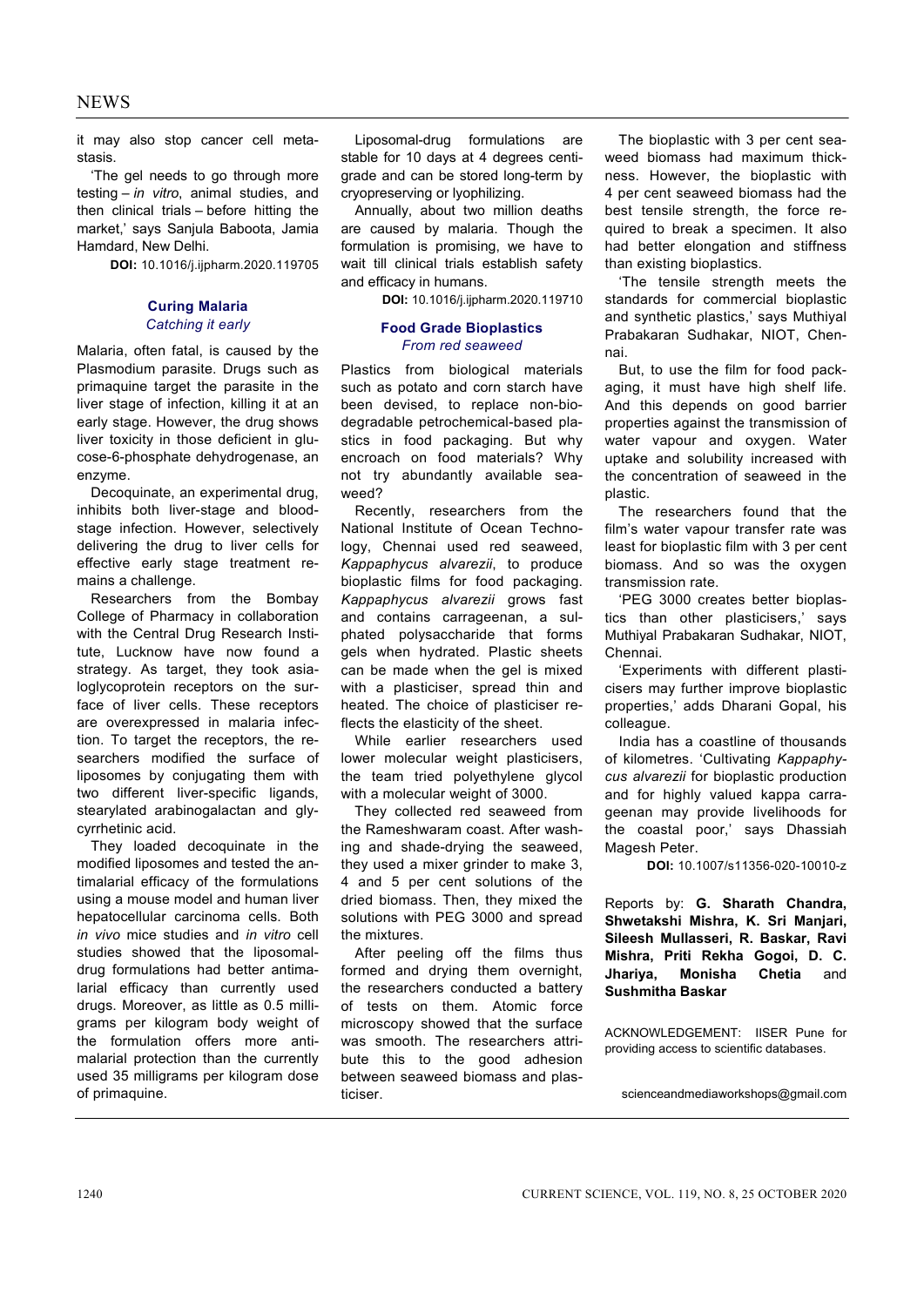it may also stop cancer cell metastasis.

'The gel needs to go through more testing – *in vitro*, animal studies, and then clinical trials – before hitting the market,' says Sanjula Baboota, Jamia Hamdard, New Delhi.

**DOI:** 10.1016/j.ijpharm.2020.119705

### Curing Malaria

*Catching it early*

Malaria, often fatal, is caused by the Plasmodium parasite. Drugs such as primaquine target the parasite in the liver stage of infection, killing it at an early stage. However, the drug shows liver toxicity in those deficient in glucose-6-phosphate dehydrogenase, an enzyme.

Decoquinate, an experimental drug, inhibits both liver-stage and blood-stage infection. However, selectively delivering the drug to liver cells for effective early stage treatment remains a challenge.

Researchers from the Bombay College of Pharmacy in collaboration with the Central Drug Research Institute, Lucknow have now found a strategy. As target, they took asialoglycoprotein receptors on the surface of liver cells. These receptors are overexpressed in malaria infection. To target the receptors, the researchers modified the surface of liposomes by conjugating them with two different liver-specific ligands, stearylated arabinogalactan and glycyrrhetinic acid.

They loaded decoquinate in the modified liposomes and tested the antimalarial efficacy of the formulations using a mouse model and human liver hepatocellular carcinoma cells. Both *in vivo* mice studies and *in vitro* cell studies showed that the liposomal-drug formulations had better antimalarial efficacy than currently used drugs. Moreover, as little as 0.5 milligrams per kilogram body weight of the formulation offers more antimalarial protection than the currently used 35 milligrams per kilogram dose of primaquine.

Liposomal-drug formulations are stable for 10 days at 4 degrees centigrade and can be stored long-term by cryopreserving or lyophilizing.

Annually, about two million deaths are caused by malaria. Though the formulation is promising, we have to wait till clinical trials establish safety and efficacy in humans.

**DOI:** 10.1016/j.ijpharm.2020.119710

### Food Grade Bioplastics

*From red seaweed*

Plastics from biological materials such as potato and corn starch have been devised, to replace non-biodegradable petrochemical-based plastics in food packaging. But why encroach on food materials? Why not try abundantly available seaweed?

Recently, researchers from the National Institute of Ocean Technology, Chennai used red seaweed, *Kappaphycus alvarezii*, to produce bioplastic films for food packaging. *Kappaphycus alvarezii* grows fast and contains carrageenan, a sulphated polysaccharide that forms gels when hydrated. Plastic sheets can be made when the gel is mixed with a plasticiser, spread thin and heated. The choice of plasticiser reflects the elasticity of the sheet.

While earlier researchers used lower molecular weight plasticisers, the team tried polyethylene glycol with a molecular weight of 3000.

They collected red seaweed from the Rameshwaram coast. After washing and shade-drying the seaweed, they used a mixer grinder to make 3, 4 and 5 per cent solutions of the dried biomass. Then, they mixed the solutions with PEG 3000 and spread the mixtures.

After peeling off the films thus formed and drying them overnight, the researchers conducted a battery of tests on them. Atomic force microscopy showed that the surface was smooth. The researchers attribute this to the good adhesion between seaweed biomass and plasticiser.

The bioplastic with 3 per cent seaweed biomass had maximum thickness. However, the bioplastic with 4 per cent seaweed biomass had the best tensile strength, the force required to break a specimen. It also had better elongation and stiffness than existing bioplastics.

'The tensile strength meets the standards for commercial bioplastic and synthetic plastics,' says Muthiyal Prabakaran Sudhakar, NIOT, Chennai.

But, to use the film for food packaging, it must have high shelf life. And this depends on good barrier properties against the transmission of water vapour and oxygen. Water uptake and solubility increased with the concentration of seaweed in the plastic.

The researchers found that the film's water vapour transfer rate was least for bioplastic film with 3 per cent biomass. And so was the oxygen transmission rate.

'PEG 3000 creates better bioplastics than other plasticisers,' says Muthiyal Prabakaran Sudhakar, NIOT, Chennai.

'Experiments with different plasticisers may further improve bioplastic properties,' adds Dharani Gopal, his colleague.

India has a coastline of thousands of kilometres. 'Cultivating *Kappaphycus alvarezii* for bioplastic production and for highly valued kappa carrageenan may provide livelihoods for the coastal poor,' says Dhassiah Magesh Peter.

**DOI:** 10.1007/s11356-020-10010-z

Reports by: **G. Sharath Chandra, Shwetakshi Mishra, K. Sri Manjari, Sileesh Mullasseri, R. Baskar, Ravi Mishra, Priti Rekha Gogoi, D. C. Jhariya, Monisha Chetia** and **Sushmitha Baskar**

ACKNOWLEDGEMENT: IISER Pune for providing access to scientific databases.

scienceandmediaworkshops@gmail.com